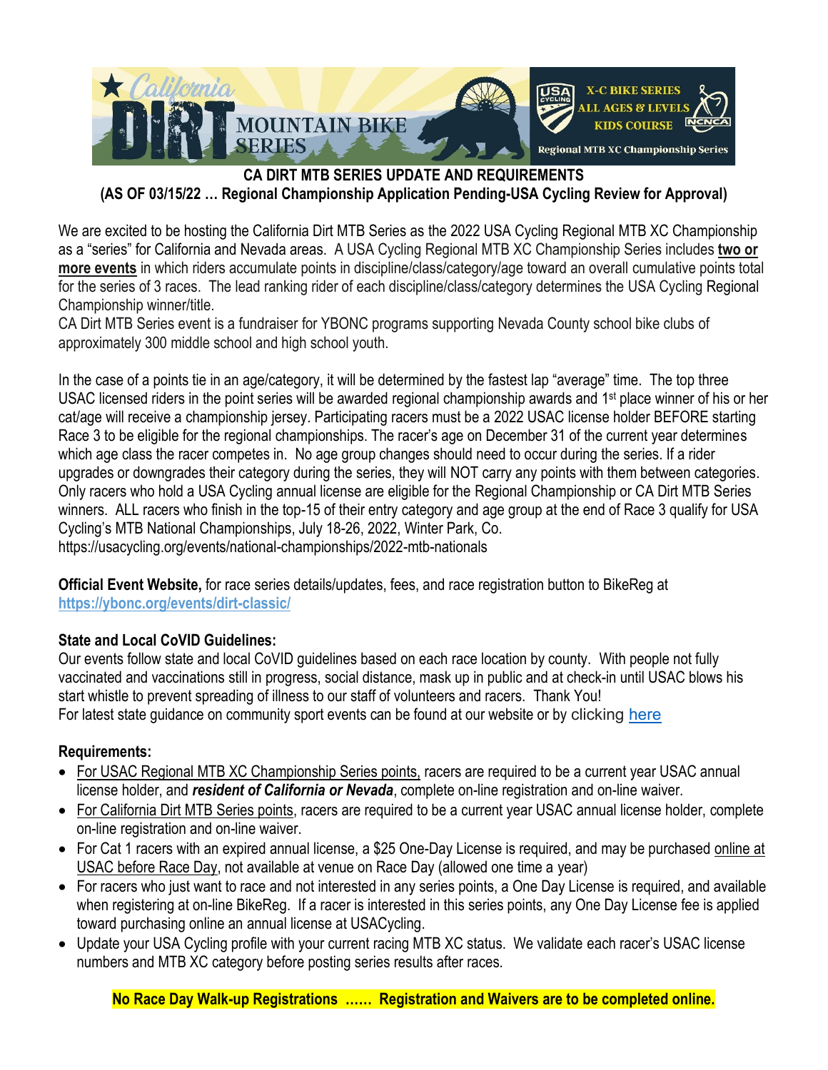## CA DIRT MTB SERIES UPDATE AND REQUIREMENTS
### (AS OF 03/15/22 … Regional Championship Application Pending-USA Cycling Review for Approval)

We are excited to be hosting the California Dirt MTB Series as the 2022 USA Cycling Regional MTB XC Championship as a "series" for California and Nevada areas. A USA Cycling Regional MTB XC Championship Series includes **two or more events** in which riders accumulate points in discipline/class/category/age toward an overall cumulative points total for the series of 3 races. The lead ranking rider of each discipline/class/category determines the USA Cycling Regional Championship winner/title.

CA Dirt MTB Series event is a fundraiser for YBONC programs supporting Nevada County school bike clubs of approximately 300 middle school and high school youth.

In the case of a points tie in an age/category, it will be determined by the fastest lap "average" time. The top three USAC licensed riders in the point series will be awarded regional championship awards and 1st place winner of his or her cat/age will receive a championship jersey. Participating racers must be a 2022 USAC license holder BEFORE starting Race 3 to be eligible for the regional championships. The racer's age on December 31 of the current year determines which age class the racer competes in. No age group changes should need to occur during the series. If a rider upgrades or downgrades their category during the series, they will NOT carry any points with them between categories. Only racers who hold a USA Cycling annual license are eligible for the Regional Championship or CA Dirt MTB Series winners. ALL racers who finish in the top-15 of their entry category and age group at the end of Race 3 qualify for USA Cycling's MTB National Championships, July 18-26, 2022, Winter Park, Co.
https://usacycling.org/events/national-championships/2022-mtb-nationals

**Official Event Website,** for race series details/updates, fees, and race registration button to BikeReg at **https://ybonc.org/events/dirt-classic/**

**State and Local CoVID Guidelines:**
Our events follow state and local CoVID guidelines based on each race location by county. With people not fully vaccinated and vaccinations still in progress, social distance, mask up in public and at check-in until USAC blows his start whistle to prevent spreading of illness to our staff of volunteers and racers. Thank You!
For latest state guidance on community sport events can be found at our website or by clicking here

**Requirements:**

- For USAC Regional MTB XC Championship Series points, racers are required to be a current year USAC annual license holder, and ***resident of California or Nevada***, complete on-line registration and on-line waiver.
- For California Dirt MTB Series points, racers are required to be a current year USAC annual license holder, complete on-line registration and on-line waiver.
- For Cat 1 racers with an expired annual license, a $25 One-Day License is required, and may be purchased online at USAC before Race Day, not available at venue on Race Day (allowed one time a year)
- For racers who just want to race and not interested in any series points, a One Day License is required, and available when registering at on-line BikeReg. If a racer is interested in this series points, any One Day License fee is applied toward purchasing online an annual license at USACycling.
- Update your USA Cycling profile with your current racing MTB XC status. We validate each racer's USAC license numbers and MTB XC category before posting series results after races.

**No Race Day Walk-up Registrations …… Registration and Waivers are to be completed online.**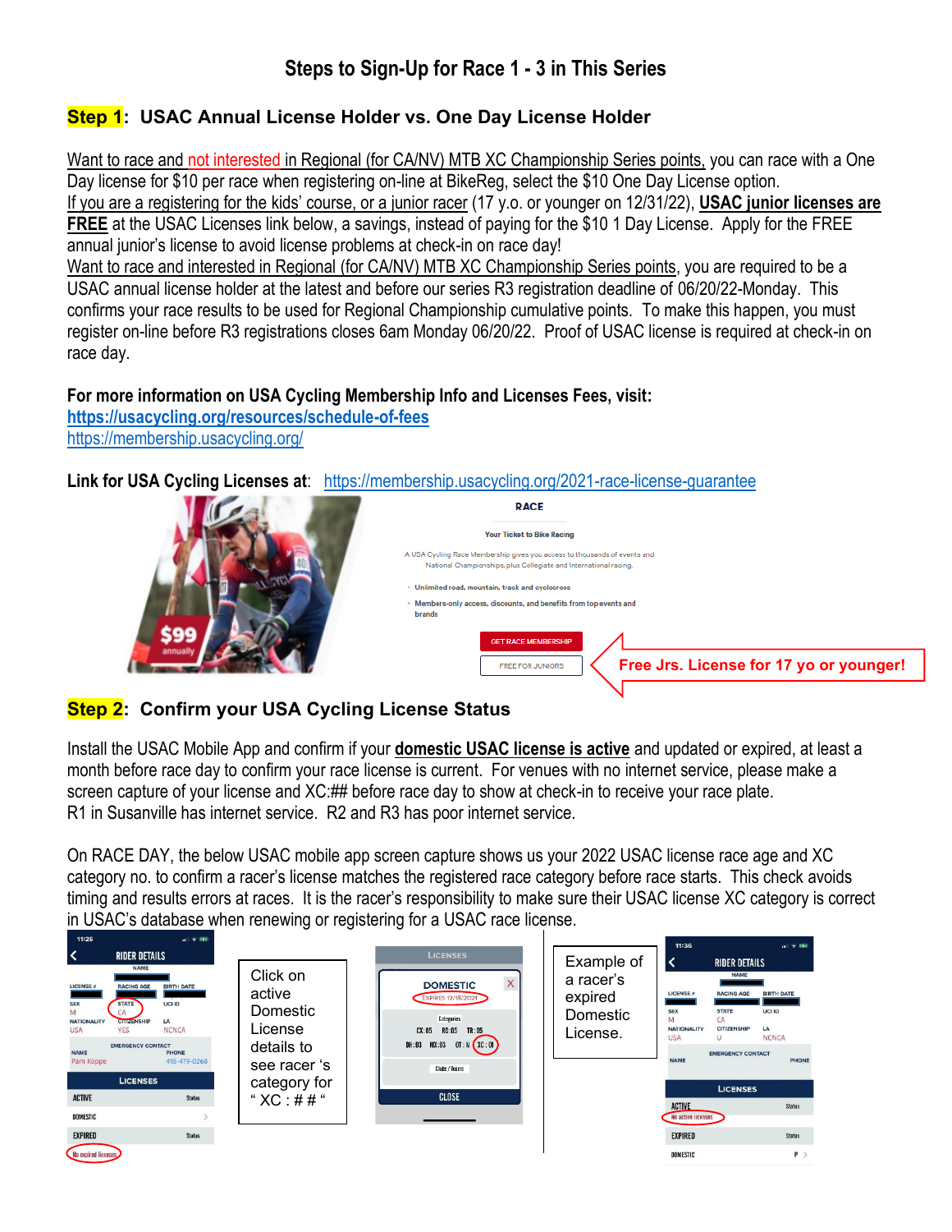# Steps to Sign-Up for Race 1 - 3 in This Series

## Step 1: USAC Annual License Holder vs. One Day License Holder

Want to race and not interested in Regional (for CA/NV) MTB XC Championship Series points, you can race with a One Day license for $10 per race when registering on-line at BikeReg, select the $10 One Day License option.
If you are a registering for the kids' course, or a junior racer (17 y.o. or younger on 12/31/22), **USAC junior licenses are FREE** at the USAC Licenses link below, a savings, instead of paying for the $10 1 Day License. Apply for the FREE annual junior's license to avoid license problems at check-in on race day!
Want to race and interested in Regional (for CA/NV) MTB XC Championship Series points, you are required to be a USAC annual license holder at the latest and before our series R3 registration deadline of 06/20/22-Monday. This confirms your race results to be used for Regional Championship cumulative points. To make this happen, you must register on-line before R3 registrations closes 6am Monday 06/20/22. Proof of USAC license is required at check-in on race day.

**For more information on USA Cycling Membership Info and Licenses Fees, visit:**
**https://usacycling.org/resources/schedule-of-fees**
https://membership.usacycling.org/

**Link for USA Cycling Licenses at**: https://membership.usacycling.org/2021-race-license-guarantee

RACE

Your Ticket to Bike Racing

A USA Cycling Race Membership gives you access to thousands of events and National Championships, plus Collegiate and International racing.

- Unlimited road, mountain, track and cyclocross
- Members-only access, discounts, and benefits from top events and brands

$99 annually

GET RACE MEMBERSHIP

FREE FOR JUNIORS

**Free Jrs. License for 17 yo or younger!**

## Step 2: Confirm your USA Cycling License Status

Install the USAC Mobile App and confirm if your **domestic USAC license is active** and updated or expired, at least a month before race day to confirm your race license is current. For venues with no internet service, please make a screen capture of your license and XC:## before race day to show at check-in to receive your race plate.
R1 in Susanville has internet service. R2 and R3 has poor internet service.

On RACE DAY, the below USAC mobile app screen capture shows us your 2022 USAC license race age and XC category no. to confirm a racer's license matches the registered race category before race starts. This check avoids timing and results errors at races. It is the racer's responsibility to make sure their USAC license XC category is correct in USAC's database when renewing or registering for a USAC race license.

Click on active Domestic License details to see racer 's category for " XC : # # "

Example of a racer's expired Domestic License.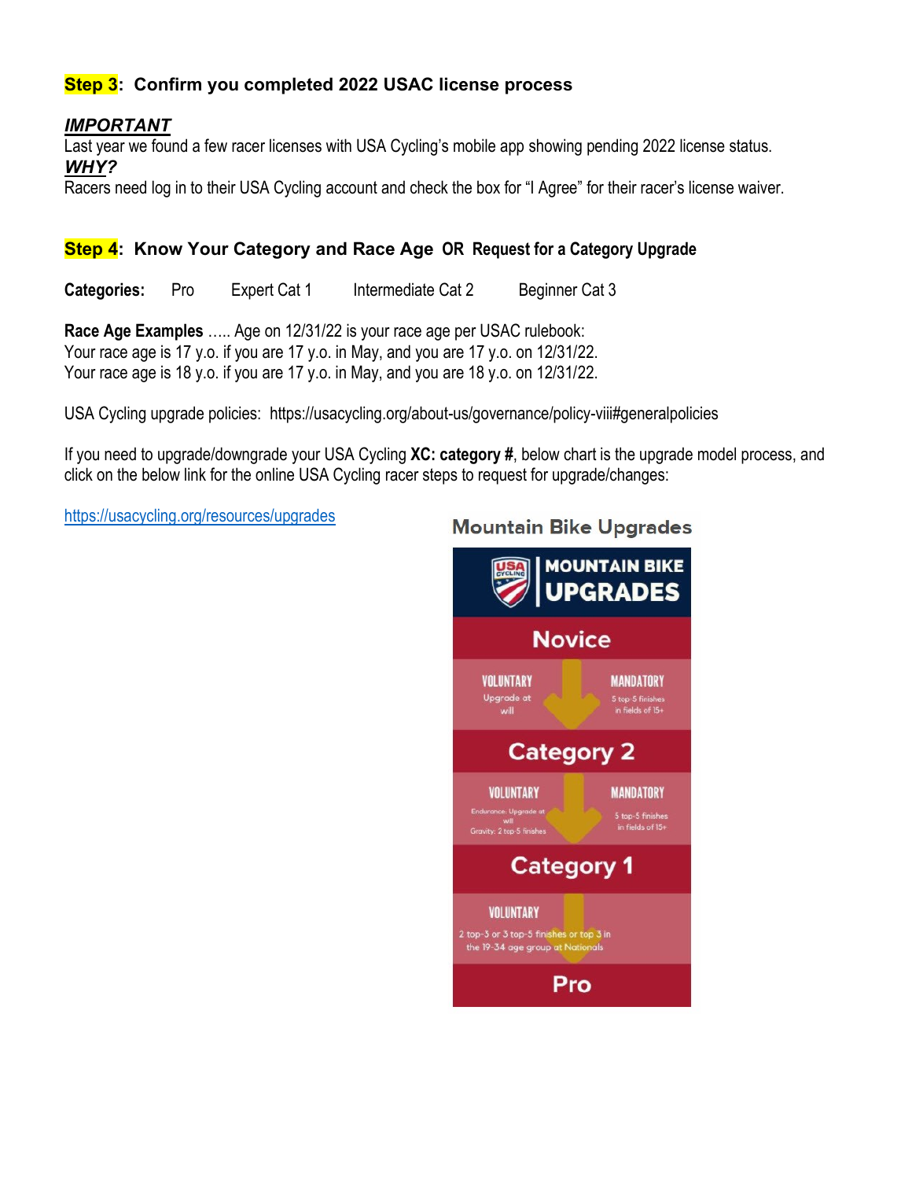## Step 3: Confirm you completed 2022 USAC license process

***IMPORTANT***

Last year we found a few racer licenses with USA Cycling's mobile app showing pending 2022 license status.

***WHY?***

Racers need log in to their USA Cycling account and check the box for "I Agree" for their racer's license waiver.

## Step 4: Know Your Category and Race Age OR Request for a Category Upgrade

**Categories:** Pro Expert Cat 1 Intermediate Cat 2 Beginner Cat 3

**Race Age Examples** ….. Age on 12/31/22 is your race age per USAC rulebook:
Your race age is 17 y.o. if you are 17 y.o. in May, and you are 17 y.o. on 12/31/22.
Your race age is 18 y.o. if you are 17 y.o. in May, and you are 18 y.o. on 12/31/22.

USA Cycling upgrade policies: https://usacycling.org/about-us/governance/policy-viii#generalpolicies

If you need to upgrade/downgrade your USA Cycling **XC: category #**, below chart is the upgrade model process, and click on the below link for the online USA Cycling racer steps to request for upgrade/changes:

https://usacycling.org/resources/upgrades

### Mountain Bike Upgrades

**MOUNTAIN BIKE UPGRADES**

**Novice**

| VOLUNTARY | MANDATORY |
|---|---|
| Upgrade at will | 5 top-5 finishes in fields of 15+ |

**Category 2**

| VOLUNTARY | MANDATORY |
|---|---|
| Endurance: Upgrade at will<br>Gravity: 2 top-5 finishes | 5 top-5 finishes in fields of 15+ |

**Category 1**

| VOLUNTARY |
|---|
| 2 top-3 or 3 top-5 finishes or top 3 in the 19-34 age group at Nationals |

**Pro**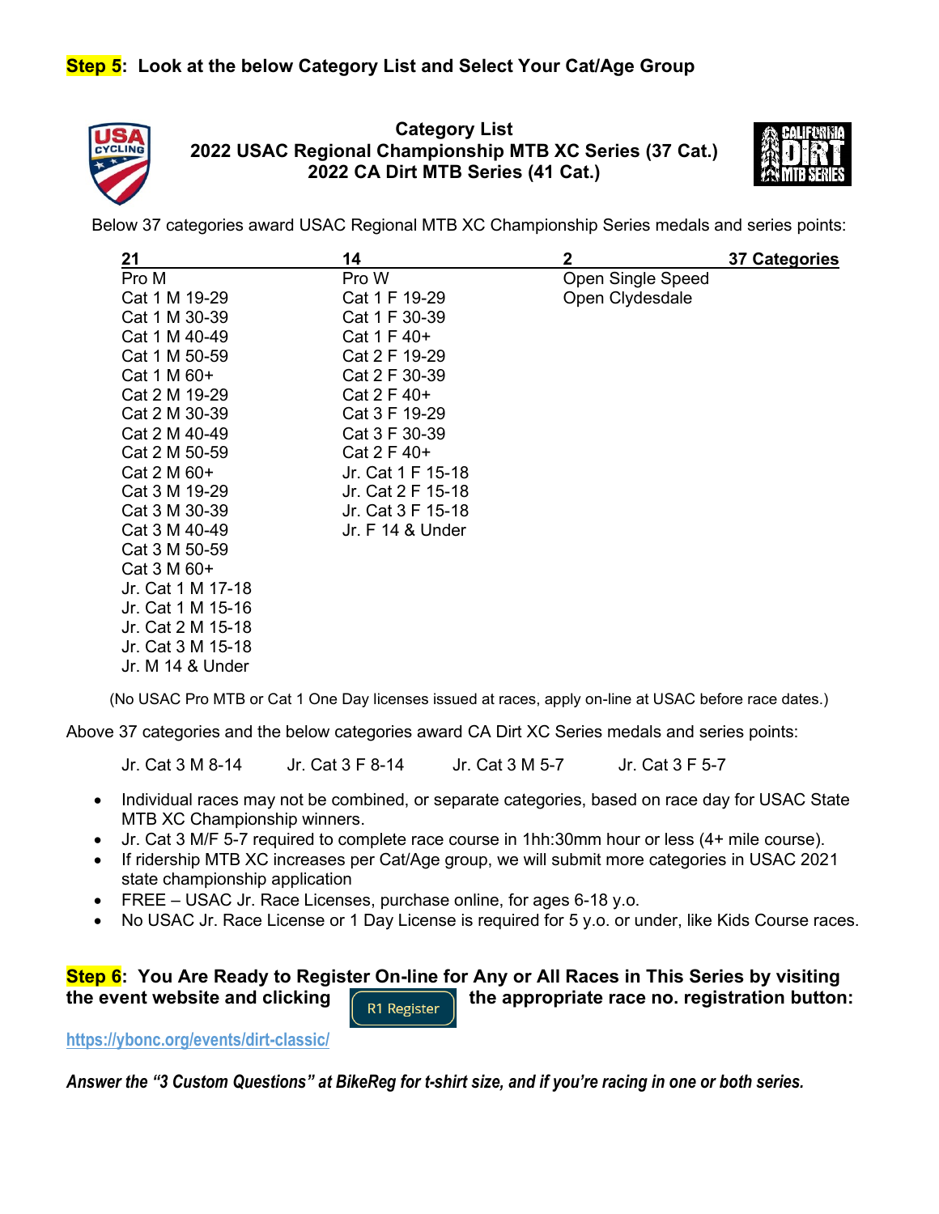**Step 5: Look at the below Category List and Select Your Cat/Age Group**

**Category List**
**2022 USAC Regional Championship MTB XC Series (37 Cat.)**
**2022 CA Dirt MTB Series (41 Cat.)**

Below 37 categories award USAC Regional MTB XC Championship Series medals and series points:

| 21 | 14 | 2 | 37 Categories |
|---|---|---|---|
| Pro M | Pro W | Open Single Speed | |
| Cat 1 M 19-29 | Cat 1 F 19-29 | Open Clydesdale | |
| Cat 1 M 30-39 | Cat 1 F 30-39 | | |
| Cat 1 M 40-49 | Cat 1 F 40+ | | |
| Cat 1 M 50-59 | Cat 2 F 19-29 | | |
| Cat 1 M 60+ | Cat 2 F 30-39 | | |
| Cat 2 M 19-29 | Cat 2 F 40+ | | |
| Cat 2 M 30-39 | Cat 3 F 19-29 | | |
| Cat 2 M 40-49 | Cat 3 F 30-39 | | |
| Cat 2 M 50-59 | Cat 2 F 40+ | | |
| Cat 2 M 60+ | Jr. Cat 1 F 15-18 | | |
| Cat 3 M 19-29 | Jr. Cat 2 F 15-18 | | |
| Cat 3 M 30-39 | Jr. Cat 3 F 15-18 | | |
| Cat 3 M 40-49 | Jr. F 14 & Under | | |
| Cat 3 M 50-59 | | | |
| Cat 3 M 60+ | | | |
| Jr. Cat 1 M 17-18 | | | |
| Jr. Cat 1 M 15-16 | | | |
| Jr. Cat 2 M 15-18 | | | |
| Jr. Cat 3 M 15-18 | | | |
| Jr. M 14 & Under | | | |

(No USAC Pro MTB or Cat 1 One Day licenses issued at races, apply on-line at USAC before race dates.)

Above 37 categories and the below categories award CA Dirt XC Series medals and series points:

Jr. Cat 3 M 8-14    Jr. Cat 3 F 8-14    Jr. Cat 3 M 5-7    Jr. Cat 3 F 5-7

- Individual races may not be combined, or separate categories, based on race day for USAC State MTB XC Championship winners.
- Jr. Cat 3 M/F 5-7 required to complete race course in 1hh:30mm hour or less (4+ mile course).
- If ridership MTB XC increases per Cat/Age group, we will submit more categories in USAC 2021 state championship application
- FREE – USAC Jr. Race Licenses, purchase online, for ages 6-18 y.o.
- No USAC Jr. Race License or 1 Day License is required for 5 y.o. or under, like Kids Course races.

**Step 6: You Are Ready to Register On-line for Any or All Races in This Series by visiting the event website and clicking** R1 Register **the appropriate race no. registration button:**

https://ybonc.org/events/dirt-classic/

***Answer the "3 Custom Questions" at BikeReg for t-shirt size, and if you're racing in one or both series.***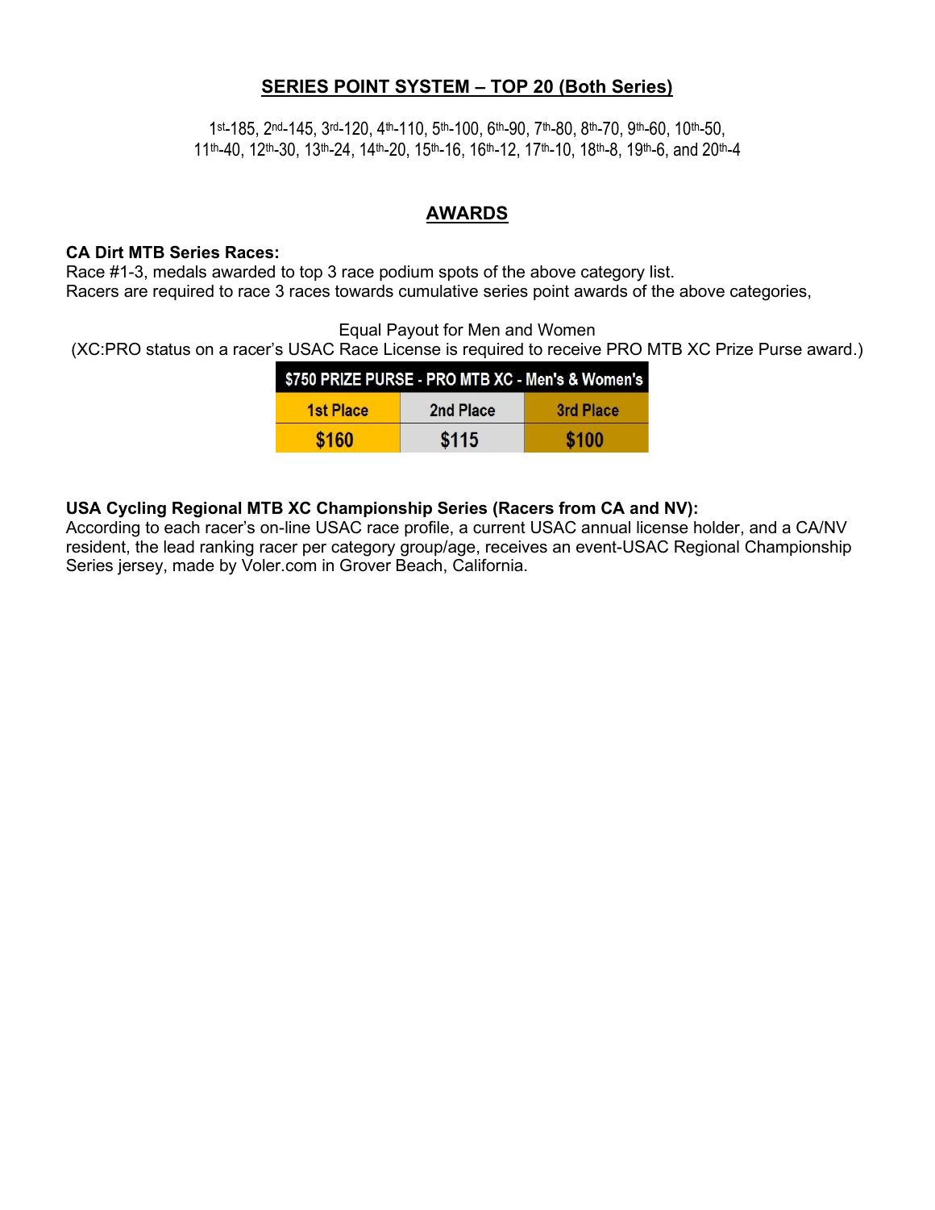## SERIES POINT SYSTEM – TOP 20 (Both Series)

1st-185, 2nd-145, 3rd-120, 4th-110, 5th-100, 6th-90, 7th-80, 8th-70, 9th-60, 10th-50, 11th-40, 12th-30, 13th-24, 14th-20, 15th-16, 16th-12, 17th-10, 18th-8, 19th-6, and 20th-4

## AWARDS

**CA Dirt MTB Series Races:**
Race #1-3, medals awarded to top 3 race podium spots of the above category list.
Racers are required to race 3 races towards cumulative series point awards of the above categories,

Equal Payout for Men and Women
(XC:PRO status on a racer's USAC Race License is required to receive PRO MTB XC Prize Purse award.)

| $750 PRIZE PURSE - PRO MTB XC - Men's & Women's | | |
|---|---|---|
| 1st Place | 2nd Place | 3rd Place |
| $160 | $115 | $100 |

**USA Cycling Regional MTB XC Championship Series (Racers from CA and NV):**
According to each racer's on-line USAC race profile, a current USAC annual license holder, and a CA/NV resident, the lead ranking racer per category group/age, receives an event-USAC Regional Championship Series jersey, made by Voler.com in Grover Beach, California.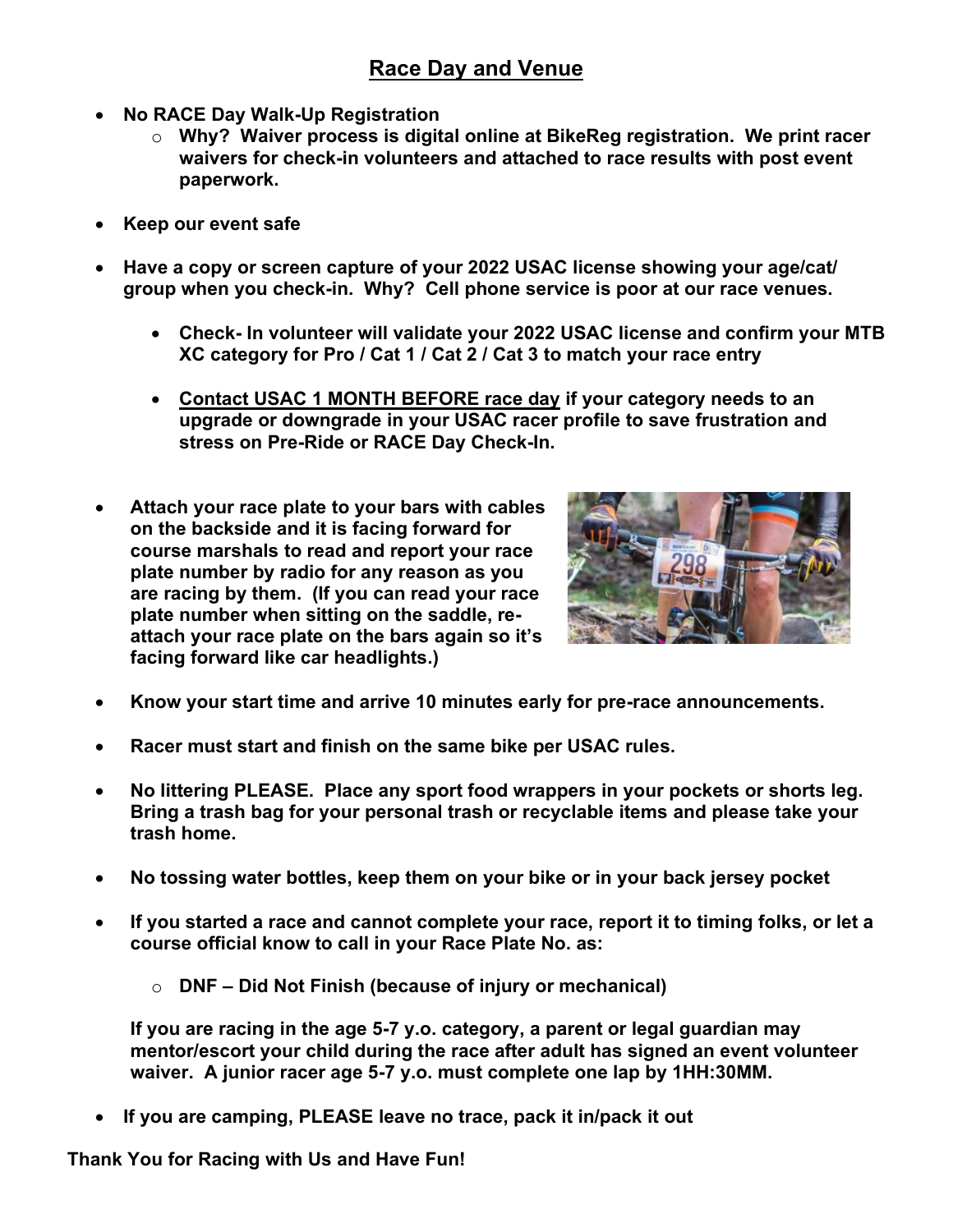## Race Day and Venue

- **No RACE Day Walk-Up Registration**
  - **Why? Waiver process is digital online at BikeReg registration. We print racer waivers for check-in volunteers and attached to race results with post event paperwork.**
- **Keep our event safe**
- **Have a copy or screen capture of your 2022 USAC license showing your age/cat/ group when you check-in. Why? Cell phone service is poor at our race venues.**
  - **Check- In volunteer will validate your 2022 USAC license and confirm your MTB XC category for Pro / Cat 1 / Cat 2 / Cat 3 to match your race entry**
  - **<u>Contact USAC 1 MONTH BEFORE race day</u> if your category needs to an upgrade or downgrade in your USAC racer profile to save frustration and stress on Pre-Ride or RACE Day Check-In.**
- **Attach your race plate to your bars with cables on the backside and it is facing forward for course marshals to read and report your race plate number by radio for any reason as you are racing by them. (If you can read your race plate number when sitting on the saddle, re-attach your race plate on the bars again so it's facing forward like car headlights.)**
- **Know your start time and arrive 10 minutes early for pre-race announcements.**
- **Racer must start and finish on the same bike per USAC rules.**
- **No littering PLEASE. Place any sport food wrappers in your pockets or shorts leg. Bring a trash bag for your personal trash or recyclable items and please take your trash home.**
- **No tossing water bottles, keep them on your bike or in your back jersey pocket**
- **If you started a race and cannot complete your race, report it to timing folks, or let a course official know to call in your Race Plate No. as:**
  - **DNF – Did Not Finish (because of injury or mechanical)**

  **If you are racing in the age 5-7 y.o. category, a parent or legal guardian may mentor/escort your child during the race after adult has signed an event volunteer waiver. A junior racer age 5-7 y.o. must complete one lap by 1HH:30MM.**
- **If you are camping, PLEASE leave no trace, pack it in/pack it out**

**Thank You for Racing with Us and Have Fun!**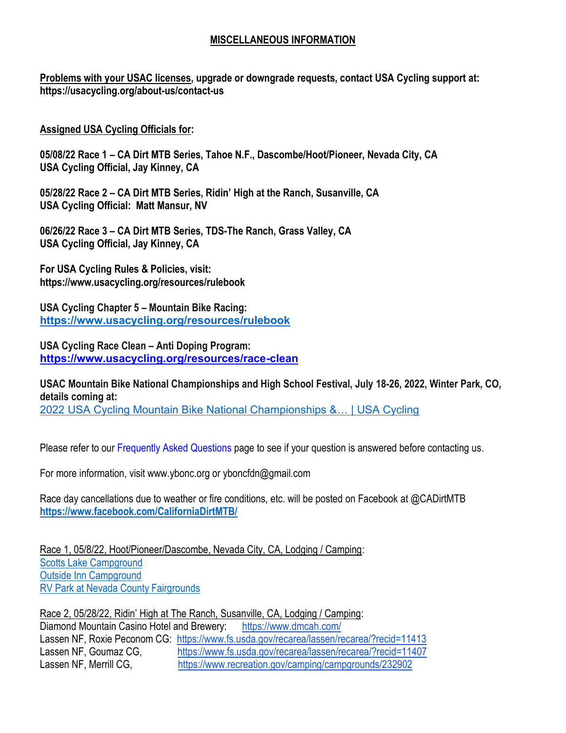## MISCELLANEOUS INFORMATION

**Problems with your USAC licenses, upgrade or downgrade requests, contact USA Cycling support at: https://usacycling.org/about-us/contact-us**

**Assigned USA Cycling Officials for:**

**05/08/22 Race 1 – CA Dirt MTB Series, Tahoe N.F., Dascombe/Hoot/Pioneer, Nevada City, CA**
**USA Cycling Official, Jay Kinney, CA**

**05/28/22 Race 2 – CA Dirt MTB Series, Ridin' High at the Ranch, Susanville, CA**
**USA Cycling Official: Matt Mansur, NV**

**06/26/22 Race 3 – CA Dirt MTB Series, TDS-The Ranch, Grass Valley, CA**
**USA Cycling Official, Jay Kinney, CA**

**For USA Cycling Rules & Policies, visit:**
**https://www.usacycling.org/resources/rulebook**

**USA Cycling Chapter 5 – Mountain Bike Racing:**
**https://www.usacycling.org/resources/rulebook**

**USA Cycling Race Clean – Anti Doping Program:**
**https://www.usacycling.org/resources/race-clean**

**USAC Mountain Bike National Championships and High School Festival, July 18-26, 2022, Winter Park, CO, details coming at:**
2022 USA Cycling Mountain Bike National Championships &… | USA Cycling

Please refer to our Frequently Asked Questions page to see if your question is answered before contacting us.

For more information, visit www.ybonc.org or yboncfdn@gmail.com

Race day cancellations due to weather or fire conditions, etc. will be posted on Facebook at @CADirtMTB
**https://www.facebook.com/CaliforniaDirtMTB/**

Race 1, 05/8/22, Hoot/Pioneer/Dascombe, Nevada City, CA, Lodging / Camping:
Scotts Lake Campground
Outside Inn Campground
RV Park at Nevada County Fairgrounds

Race 2, 05/28/22, Ridin' High at The Ranch, Susanville, CA, Lodging / Camping:
Diamond Mountain Casino Hotel and Brewery: https://www.dmcah.com/
Lassen NF, Roxie Peconom CG: https://www.fs.usda.gov/recarea/lassen/recarea/?recid=11413
Lassen NF, Goumaz CG, https://www.fs.usda.gov/recarea/lassen/recarea/?recid=11407
Lassen NF, Merrill CG, https://www.recreation.gov/camping/campgrounds/232902